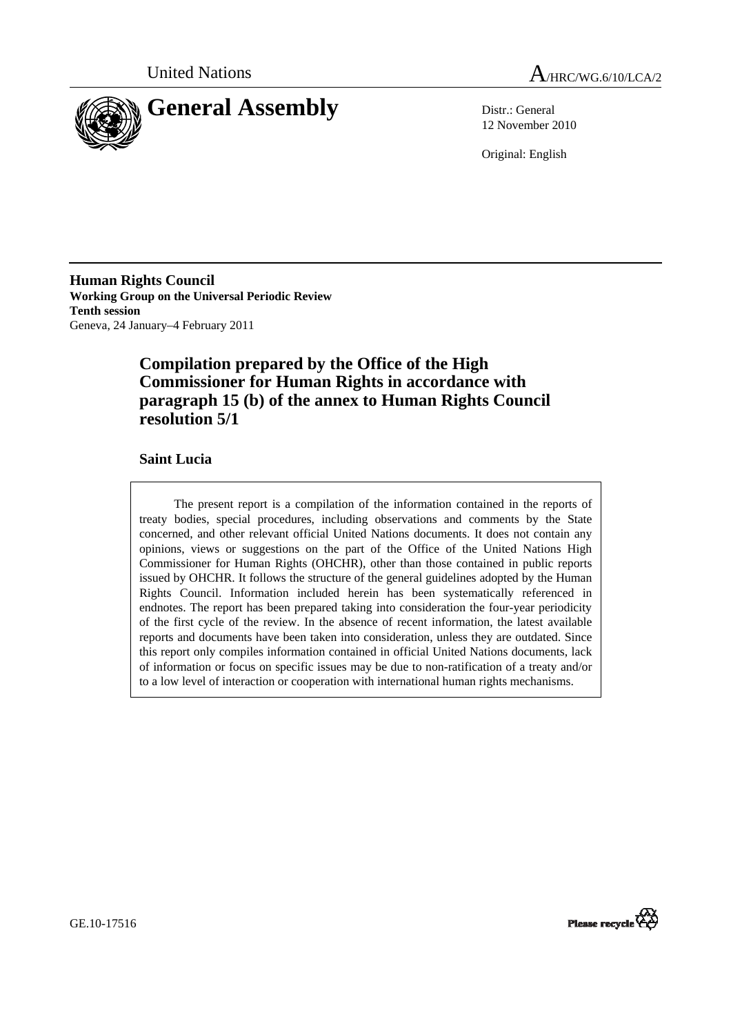United Nations

A/HRC/WG.6/10/LCA/2

# General Assembly

Distr.: General
12 November 2010

Original: English

**Human Rights Council**
**Working Group on the Universal Periodic Review**
**Tenth session**
Geneva, 24 January–4 February 2011

## Compilation prepared by the Office of the High Commissioner for Human Rights in accordance with paragraph 15 (b) of the annex to Human Rights Council resolution 5/1

### Saint Lucia

The present report is a compilation of the information contained in the reports of treaty bodies, special procedures, including observations and comments by the State concerned, and other relevant official United Nations documents. It does not contain any opinions, views or suggestions on the part of the Office of the United Nations High Commissioner for Human Rights (OHCHR), other than those contained in public reports issued by OHCHR. It follows the structure of the general guidelines adopted by the Human Rights Council. Information included herein has been systematically referenced in endnotes. The report has been prepared taking into consideration the four-year periodicity of the first cycle of the review. In the absence of recent information, the latest available reports and documents have been taken into consideration, unless they are outdated. Since this report only compiles information contained in official United Nations documents, lack of information or focus on specific issues may be due to non-ratification of a treaty and/or to a low level of interaction or cooperation with international human rights mechanisms.

GE.10-17516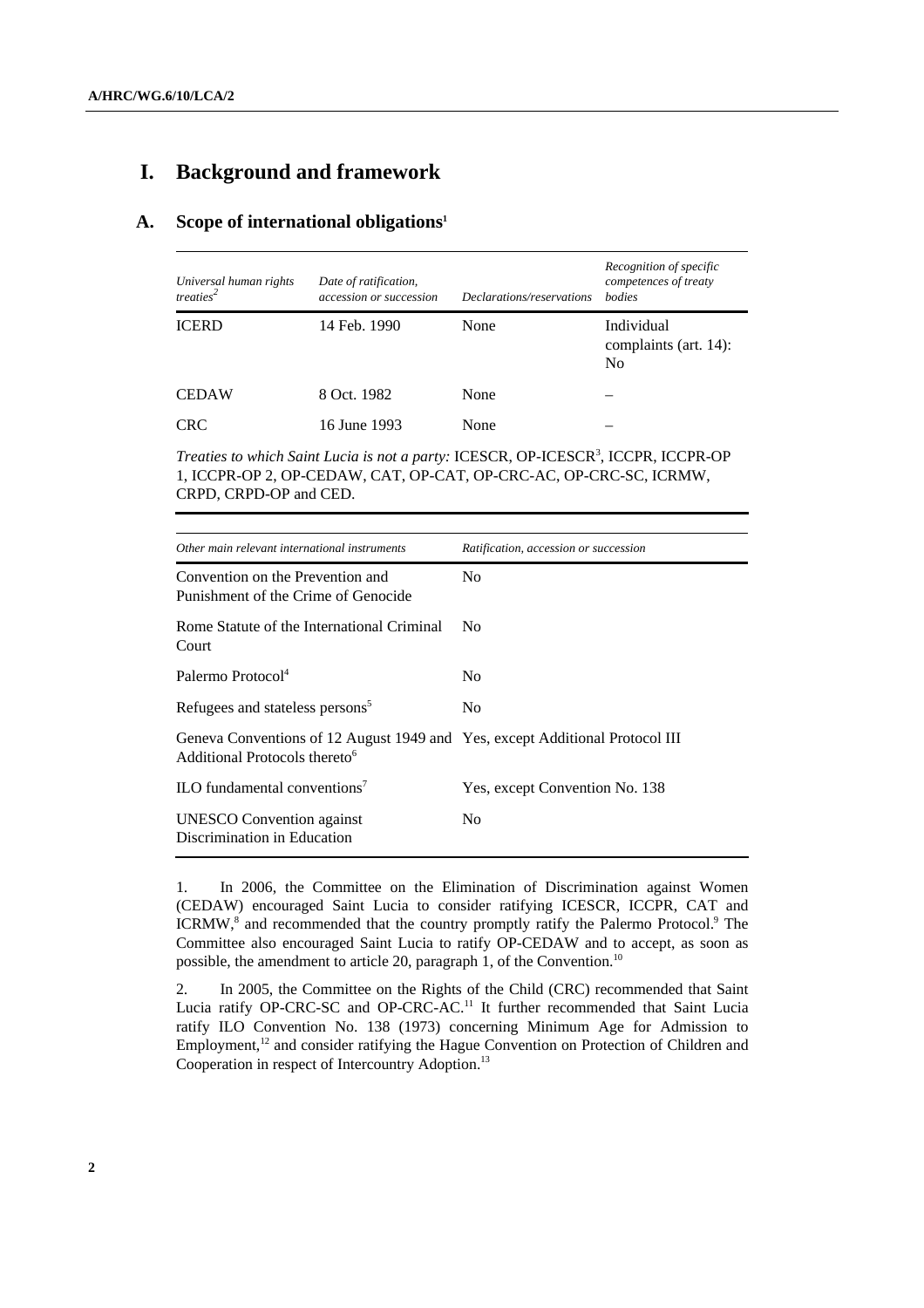# I. Background and framework

## A. Scope of international obligations[1]

| *Universal human rights treaties*[2] | *Date of ratification, accession or succession* | *Declarations/reservations* | *Recognition of specific competences of treaty bodies* |
|---|---|---|---|
| ICERD | 14 Feb. 1990 | None | Individual complaints (art. 14): No |
| CEDAW | 8 Oct. 1982 | None | – |
| CRC | 16 June 1993 | None | – |

*Treaties to which Saint Lucia is not a party:* ICESCR, OP-ICESCR[3], ICCPR, ICCPR-OP 1, ICCPR-OP 2, OP-CEDAW, CAT, OP-CAT, OP-CRC-AC, OP-CRC-SC, ICRMW, CRPD, CRPD-OP and CED.

| *Other main relevant international instruments* | *Ratification, accession or succession* |
|---|---|
| Convention on the Prevention and Punishment of the Crime of Genocide | No |
| Rome Statute of the International Criminal Court | No |
| Palermo Protocol[4] | No |
| Refugees and stateless persons[5] | No |
| Geneva Conventions of 12 August 1949 and Additional Protocols thereto[6] | Yes, except Additional Protocol III |
| ILO fundamental conventions[7] | Yes, except Convention No. 138 |
| UNESCO Convention against Discrimination in Education | No |

1. In 2006, the Committee on the Elimination of Discrimination against Women (CEDAW) encouraged Saint Lucia to consider ratifying ICESCR, ICCPR, CAT and ICRMW,[8] and recommended that the country promptly ratify the Palermo Protocol.[9] The Committee also encouraged Saint Lucia to ratify OP-CEDAW and to accept, as soon as possible, the amendment to article 20, paragraph 1, of the Convention.[10]

2. In 2005, the Committee on the Rights of the Child (CRC) recommended that Saint Lucia ratify OP-CRC-SC and OP-CRC-AC.[11] It further recommended that Saint Lucia ratify ILO Convention No. 138 (1973) concerning Minimum Age for Admission to Employment,[12] and consider ratifying the Hague Convention on Protection of Children and Cooperation in respect of Intercountry Adoption.[13]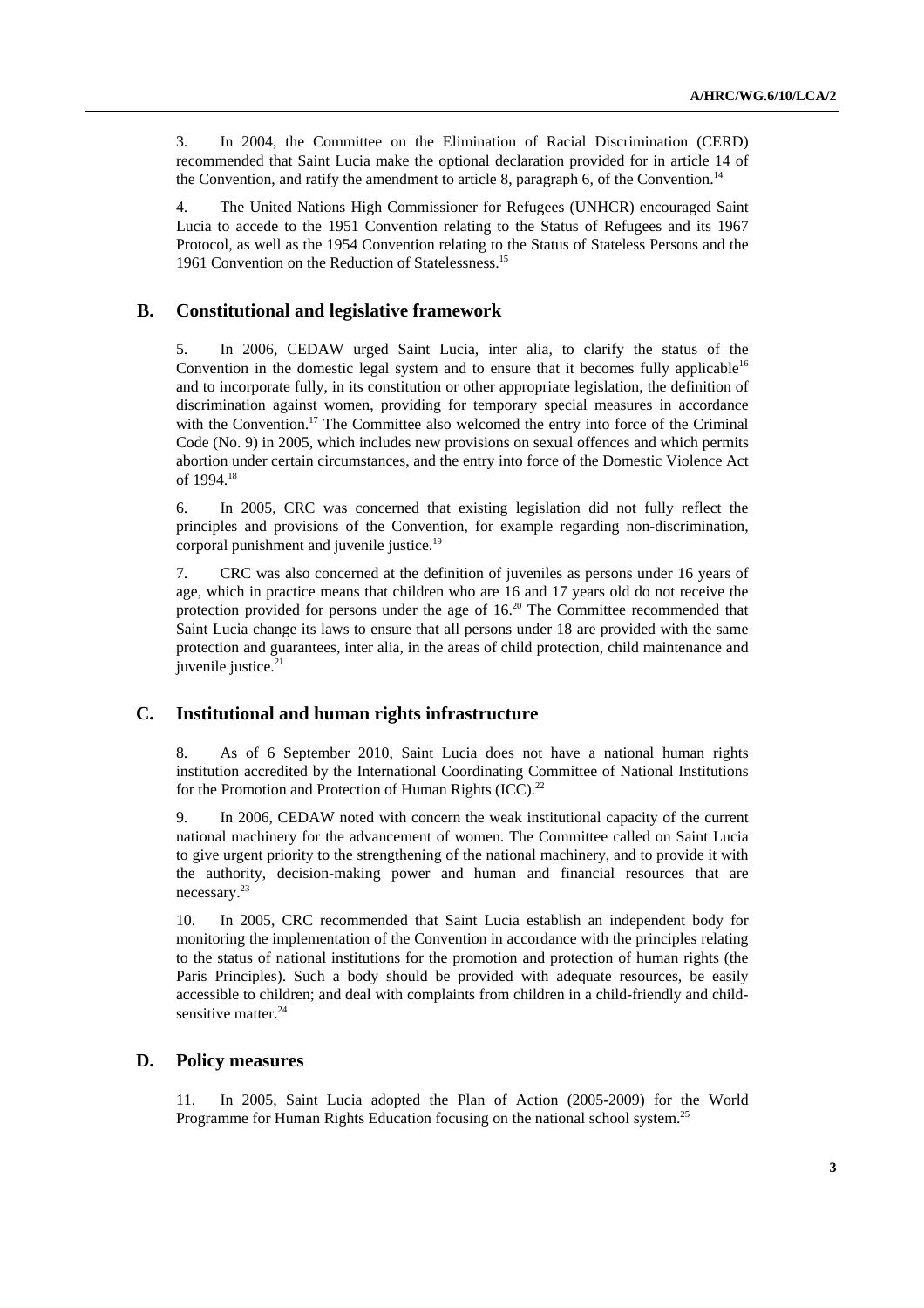3. In 2004, the Committee on the Elimination of Racial Discrimination (CERD) recommended that Saint Lucia make the optional declaration provided for in article 14 of the Convention, and ratify the amendment to article 8, paragraph 6, of the Convention.[14]

4. The United Nations High Commissioner for Refugees (UNHCR) encouraged Saint Lucia to accede to the 1951 Convention relating to the Status of Refugees and its 1967 Protocol, as well as the 1954 Convention relating to the Status of Stateless Persons and the 1961 Convention on the Reduction of Statelessness.[15]

## B. Constitutional and legislative framework

5. In 2006, CEDAW urged Saint Lucia, inter alia, to clarify the status of the Convention in the domestic legal system and to ensure that it becomes fully applicable[16] and to incorporate fully, in its constitution or other appropriate legislation, the definition of discrimination against women, providing for temporary special measures in accordance with the Convention.[17] The Committee also welcomed the entry into force of the Criminal Code (No. 9) in 2005, which includes new provisions on sexual offences and which permits abortion under certain circumstances, and the entry into force of the Domestic Violence Act of 1994.[18]

6. In 2005, CRC was concerned that existing legislation did not fully reflect the principles and provisions of the Convention, for example regarding non-discrimination, corporal punishment and juvenile justice.[19]

7. CRC was also concerned at the definition of juveniles as persons under 16 years of age, which in practice means that children who are 16 and 17 years old do not receive the protection provided for persons under the age of 16.[20] The Committee recommended that Saint Lucia change its laws to ensure that all persons under 18 are provided with the same protection and guarantees, inter alia, in the areas of child protection, child maintenance and juvenile justice.[21]

## C. Institutional and human rights infrastructure

8. As of 6 September 2010, Saint Lucia does not have a national human rights institution accredited by the International Coordinating Committee of National Institutions for the Promotion and Protection of Human Rights (ICC).[22]

9. In 2006, CEDAW noted with concern the weak institutional capacity of the current national machinery for the advancement of women. The Committee called on Saint Lucia to give urgent priority to the strengthening of the national machinery, and to provide it with the authority, decision-making power and human and financial resources that are necessary.[23]

10. In 2005, CRC recommended that Saint Lucia establish an independent body for monitoring the implementation of the Convention in accordance with the principles relating to the status of national institutions for the promotion and protection of human rights (the Paris Principles). Such a body should be provided with adequate resources, be easily accessible to children; and deal with complaints from children in a child-friendly and child-sensitive matter.[24]

## D. Policy measures

11. In 2005, Saint Lucia adopted the Plan of Action (2005-2009) for the World Programme for Human Rights Education focusing on the national school system.[25]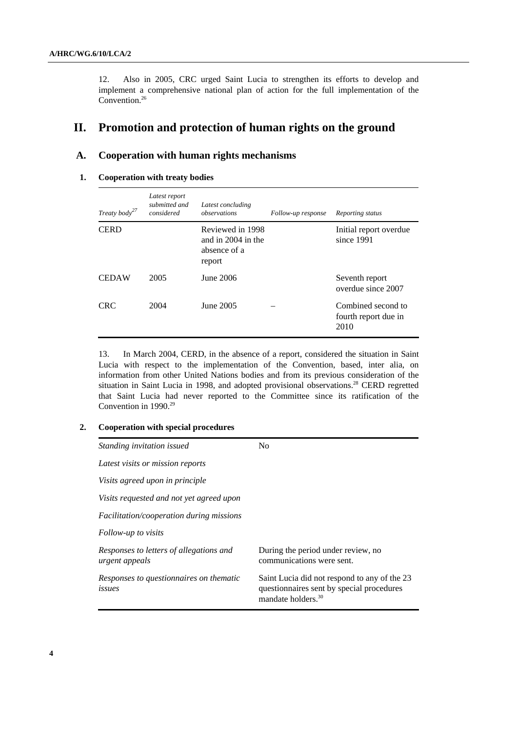12. Also in 2005, CRC urged Saint Lucia to strengthen its efforts to develop and implement a comprehensive national plan of action for the full implementation of the Convention.[26]

# II. Promotion and protection of human rights on the ground

## A. Cooperation with human rights mechanisms

### 1. Cooperation with treaty bodies

| *Treaty body*[27] | *Latest report submitted and considered* | *Latest concluding observations* | *Follow-up response* | *Reporting status* |
|---|---|---|---|---|
| CERD | | Reviewed in 1998 and in 2004 in the absence of a report | | Initial report overdue since 1991 |
| CEDAW | 2005 | June 2006 | | Seventh report overdue since 2007 |
| CRC | 2004 | June 2005 | – | Combined second to fourth report due in 2010 |

13. In March 2004, CERD, in the absence of a report, considered the situation in Saint Lucia with respect to the implementation of the Convention, based, inter alia, on information from other United Nations bodies and from its previous consideration of the situation in Saint Lucia in 1998, and adopted provisional observations.[28] CERD regretted that Saint Lucia had never reported to the Committee since its ratification of the Convention in 1990.[29]

### 2. Cooperation with special procedures

| | |
|---|---|
| *Standing invitation issued* | No |
| *Latest visits or mission reports* | |
| *Visits agreed upon in principle* | |
| *Visits requested and not yet agreed upon* | |
| *Facilitation/cooperation during missions* | |
| *Follow-up to visits* | |
| *Responses to letters of allegations and urgent appeals* | During the period under review, no communications were sent. |
| *Responses to questionnaires on thematic issues* | Saint Lucia did not respond to any of the 23 questionnaires sent by special procedures mandate holders.[30] |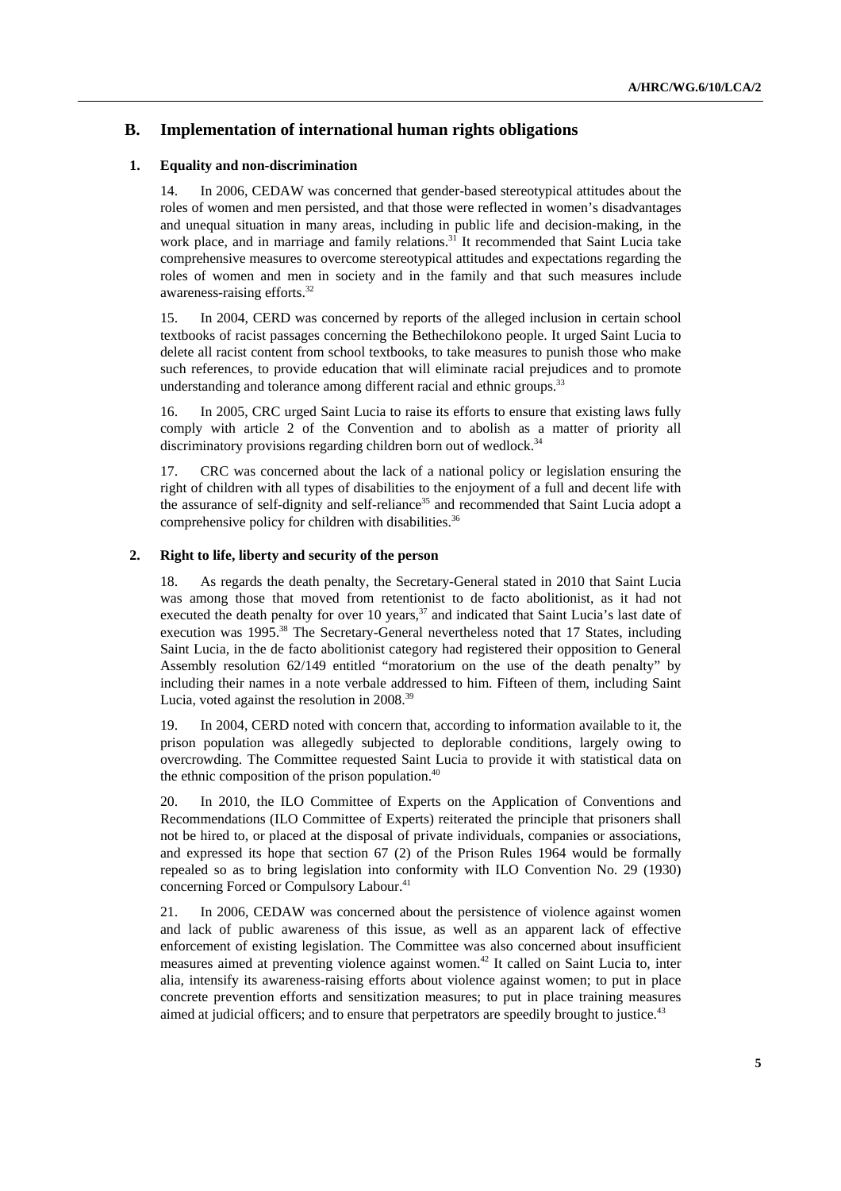## B. Implementation of international human rights obligations

### 1. Equality and non-discrimination

14. In 2006, CEDAW was concerned that gender-based stereotypical attitudes about the roles of women and men persisted, and that those were reflected in women's disadvantages and unequal situation in many areas, including in public life and decision-making, in the work place, and in marriage and family relations.[31] It recommended that Saint Lucia take comprehensive measures to overcome stereotypical attitudes and expectations regarding the roles of women and men in society and in the family and that such measures include awareness-raising efforts.[32]

15. In 2004, CERD was concerned by reports of the alleged inclusion in certain school textbooks of racist passages concerning the Bethechilokono people. It urged Saint Lucia to delete all racist content from school textbooks, to take measures to punish those who make such references, to provide education that will eliminate racial prejudices and to promote understanding and tolerance among different racial and ethnic groups.[33]

16. In 2005, CRC urged Saint Lucia to raise its efforts to ensure that existing laws fully comply with article 2 of the Convention and to abolish as a matter of priority all discriminatory provisions regarding children born out of wedlock.[34]

17. CRC was concerned about the lack of a national policy or legislation ensuring the right of children with all types of disabilities to the enjoyment of a full and decent life with the assurance of self-dignity and self-reliance[35] and recommended that Saint Lucia adopt a comprehensive policy for children with disabilities.[36]

### 2. Right to life, liberty and security of the person

18. As regards the death penalty, the Secretary-General stated in 2010 that Saint Lucia was among those that moved from retentionist to de facto abolitionist, as it had not executed the death penalty for over 10 years,[37] and indicated that Saint Lucia's last date of execution was 1995.[38] The Secretary-General nevertheless noted that 17 States, including Saint Lucia, in the de facto abolitionist category had registered their opposition to General Assembly resolution 62/149 entitled "moratorium on the use of the death penalty" by including their names in a note verbale addressed to him. Fifteen of them, including Saint Lucia, voted against the resolution in 2008.[39]

19. In 2004, CERD noted with concern that, according to information available to it, the prison population was allegedly subjected to deplorable conditions, largely owing to overcrowding. The Committee requested Saint Lucia to provide it with statistical data on the ethnic composition of the prison population.[40]

20. In 2010, the ILO Committee of Experts on the Application of Conventions and Recommendations (ILO Committee of Experts) reiterated the principle that prisoners shall not be hired to, or placed at the disposal of private individuals, companies or associations, and expressed its hope that section 67 (2) of the Prison Rules 1964 would be formally repealed so as to bring legislation into conformity with ILO Convention No. 29 (1930) concerning Forced or Compulsory Labour.[41]

21. In 2006, CEDAW was concerned about the persistence of violence against women and lack of public awareness of this issue, as well as an apparent lack of effective enforcement of existing legislation. The Committee was also concerned about insufficient measures aimed at preventing violence against women.[42] It called on Saint Lucia to, inter alia, intensify its awareness-raising efforts about violence against women; to put in place concrete prevention efforts and sensitization measures; to put in place training measures aimed at judicial officers; and to ensure that perpetrators are speedily brought to justice.[43]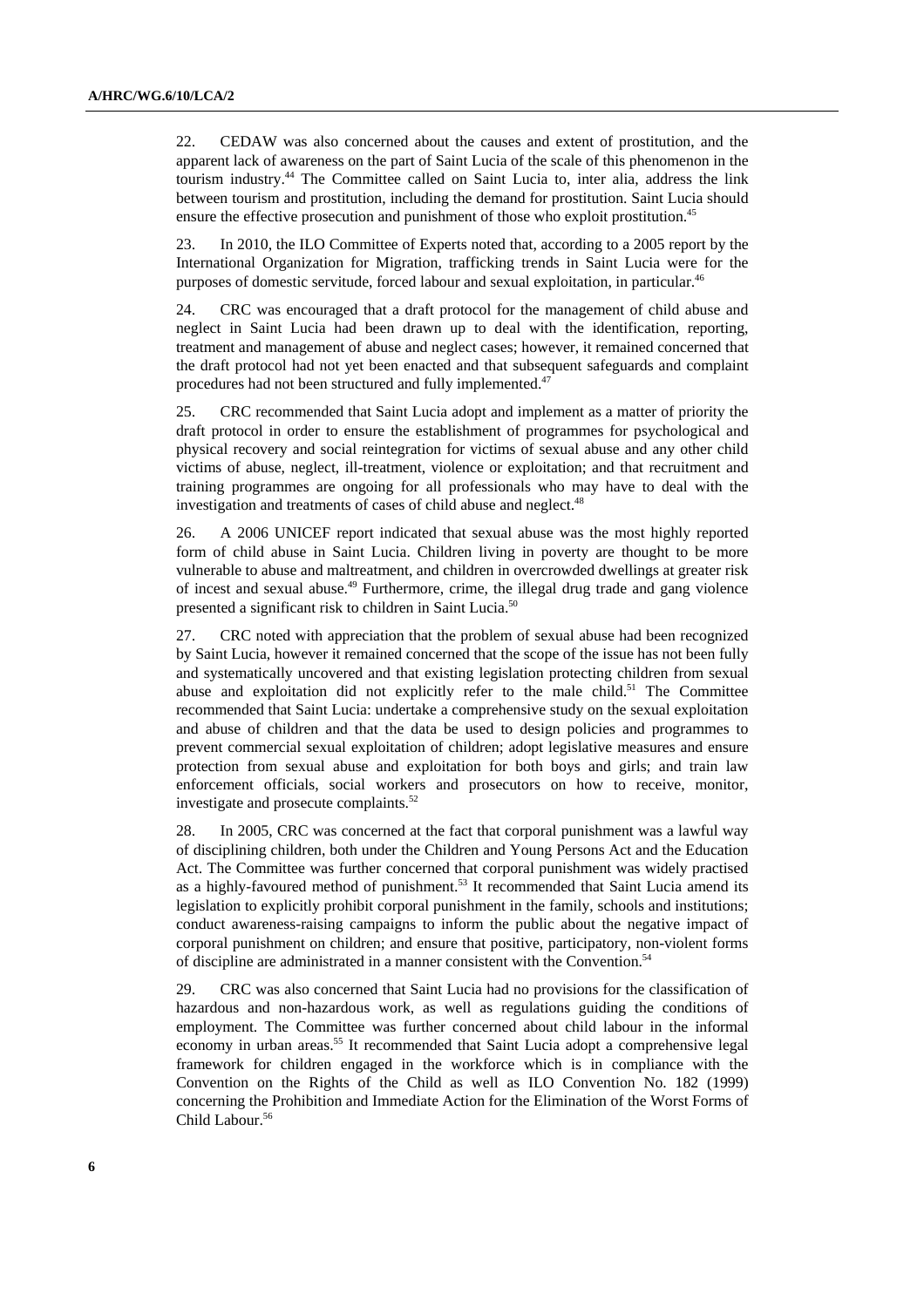22. CEDAW was also concerned about the causes and extent of prostitution, and the apparent lack of awareness on the part of Saint Lucia of the scale of this phenomenon in the tourism industry.[44] The Committee called on Saint Lucia to, inter alia, address the link between tourism and prostitution, including the demand for prostitution. Saint Lucia should ensure the effective prosecution and punishment of those who exploit prostitution.[45]

23. In 2010, the ILO Committee of Experts noted that, according to a 2005 report by the International Organization for Migration, trafficking trends in Saint Lucia were for the purposes of domestic servitude, forced labour and sexual exploitation, in particular.[46]

24. CRC was encouraged that a draft protocol for the management of child abuse and neglect in Saint Lucia had been drawn up to deal with the identification, reporting, treatment and management of abuse and neglect cases; however, it remained concerned that the draft protocol had not yet been enacted and that subsequent safeguards and complaint procedures had not been structured and fully implemented.[47]

25. CRC recommended that Saint Lucia adopt and implement as a matter of priority the draft protocol in order to ensure the establishment of programmes for psychological and physical recovery and social reintegration for victims of sexual abuse and any other child victims of abuse, neglect, ill-treatment, violence or exploitation; and that recruitment and training programmes are ongoing for all professionals who may have to deal with the investigation and treatments of cases of child abuse and neglect.[48]

26. A 2006 UNICEF report indicated that sexual abuse was the most highly reported form of child abuse in Saint Lucia. Children living in poverty are thought to be more vulnerable to abuse and maltreatment, and children in overcrowded dwellings at greater risk of incest and sexual abuse.[49] Furthermore, crime, the illegal drug trade and gang violence presented a significant risk to children in Saint Lucia.[50]

27. CRC noted with appreciation that the problem of sexual abuse had been recognized by Saint Lucia, however it remained concerned that the scope of the issue has not been fully and systematically uncovered and that existing legislation protecting children from sexual abuse and exploitation did not explicitly refer to the male child.[51] The Committee recommended that Saint Lucia: undertake a comprehensive study on the sexual exploitation and abuse of children and that the data be used to design policies and programmes to prevent commercial sexual exploitation of children; adopt legislative measures and ensure protection from sexual abuse and exploitation for both boys and girls; and train law enforcement officials, social workers and prosecutors on how to receive, monitor, investigate and prosecute complaints.[52]

28. In 2005, CRC was concerned at the fact that corporal punishment was a lawful way of disciplining children, both under the Children and Young Persons Act and the Education Act. The Committee was further concerned that corporal punishment was widely practised as a highly-favoured method of punishment.[53] It recommended that Saint Lucia amend its legislation to explicitly prohibit corporal punishment in the family, schools and institutions; conduct awareness-raising campaigns to inform the public about the negative impact of corporal punishment on children; and ensure that positive, participatory, non-violent forms of discipline are administrated in a manner consistent with the Convention.[54]

29. CRC was also concerned that Saint Lucia had no provisions for the classification of hazardous and non-hazardous work, as well as regulations guiding the conditions of employment. The Committee was further concerned about child labour in the informal economy in urban areas.[55] It recommended that Saint Lucia adopt a comprehensive legal framework for children engaged in the workforce which is in compliance with the Convention on the Rights of the Child as well as ILO Convention No. 182 (1999) concerning the Prohibition and Immediate Action for the Elimination of the Worst Forms of Child Labour.[56]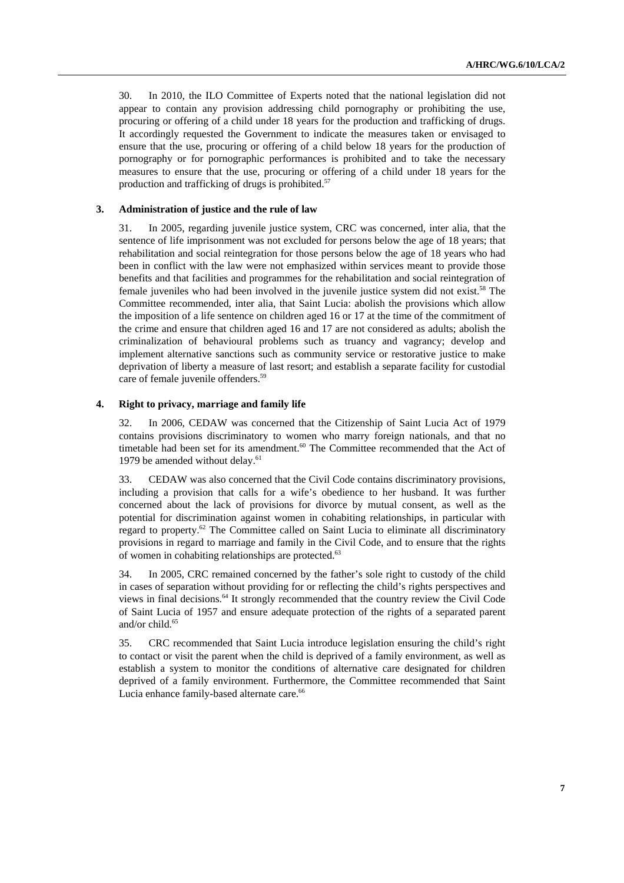30. In 2010, the ILO Committee of Experts noted that the national legislation did not appear to contain any provision addressing child pornography or prohibiting the use, procuring or offering of a child under 18 years for the production and trafficking of drugs. It accordingly requested the Government to indicate the measures taken or envisaged to ensure that the use, procuring or offering of a child below 18 years for the production of pornography or for pornographic performances is prohibited and to take the necessary measures to ensure that the use, procuring or offering of a child under 18 years for the production and trafficking of drugs is prohibited.[57]

### 3. Administration of justice and the rule of law

31. In 2005, regarding juvenile justice system, CRC was concerned, inter alia, that the sentence of life imprisonment was not excluded for persons below the age of 18 years; that rehabilitation and social reintegration for those persons below the age of 18 years who had been in conflict with the law were not emphasized within services meant to provide those benefits and that facilities and programmes for the rehabilitation and social reintegration of female juveniles who had been involved in the juvenile justice system did not exist.[58] The Committee recommended, inter alia, that Saint Lucia: abolish the provisions which allow the imposition of a life sentence on children aged 16 or 17 at the time of the commitment of the crime and ensure that children aged 16 and 17 are not considered as adults; abolish the criminalization of behavioural problems such as truancy and vagrancy; develop and implement alternative sanctions such as community service or restorative justice to make deprivation of liberty a measure of last resort; and establish a separate facility for custodial care of female juvenile offenders.[59]

### 4. Right to privacy, marriage and family life

32. In 2006, CEDAW was concerned that the Citizenship of Saint Lucia Act of 1979 contains provisions discriminatory to women who marry foreign nationals, and that no timetable had been set for its amendment.[60] The Committee recommended that the Act of 1979 be amended without delay.[61]

33. CEDAW was also concerned that the Civil Code contains discriminatory provisions, including a provision that calls for a wife's obedience to her husband. It was further concerned about the lack of provisions for divorce by mutual consent, as well as the potential for discrimination against women in cohabiting relationships, in particular with regard to property.[62] The Committee called on Saint Lucia to eliminate all discriminatory provisions in regard to marriage and family in the Civil Code, and to ensure that the rights of women in cohabiting relationships are protected.[63]

34. In 2005, CRC remained concerned by the father's sole right to custody of the child in cases of separation without providing for or reflecting the child's rights perspectives and views in final decisions.[64] It strongly recommended that the country review the Civil Code of Saint Lucia of 1957 and ensure adequate protection of the rights of a separated parent and/or child.[65]

35. CRC recommended that Saint Lucia introduce legislation ensuring the child's right to contact or visit the parent when the child is deprived of a family environment, as well as establish a system to monitor the conditions of alternative care designated for children deprived of a family environment. Furthermore, the Committee recommended that Saint Lucia enhance family-based alternate care.[66]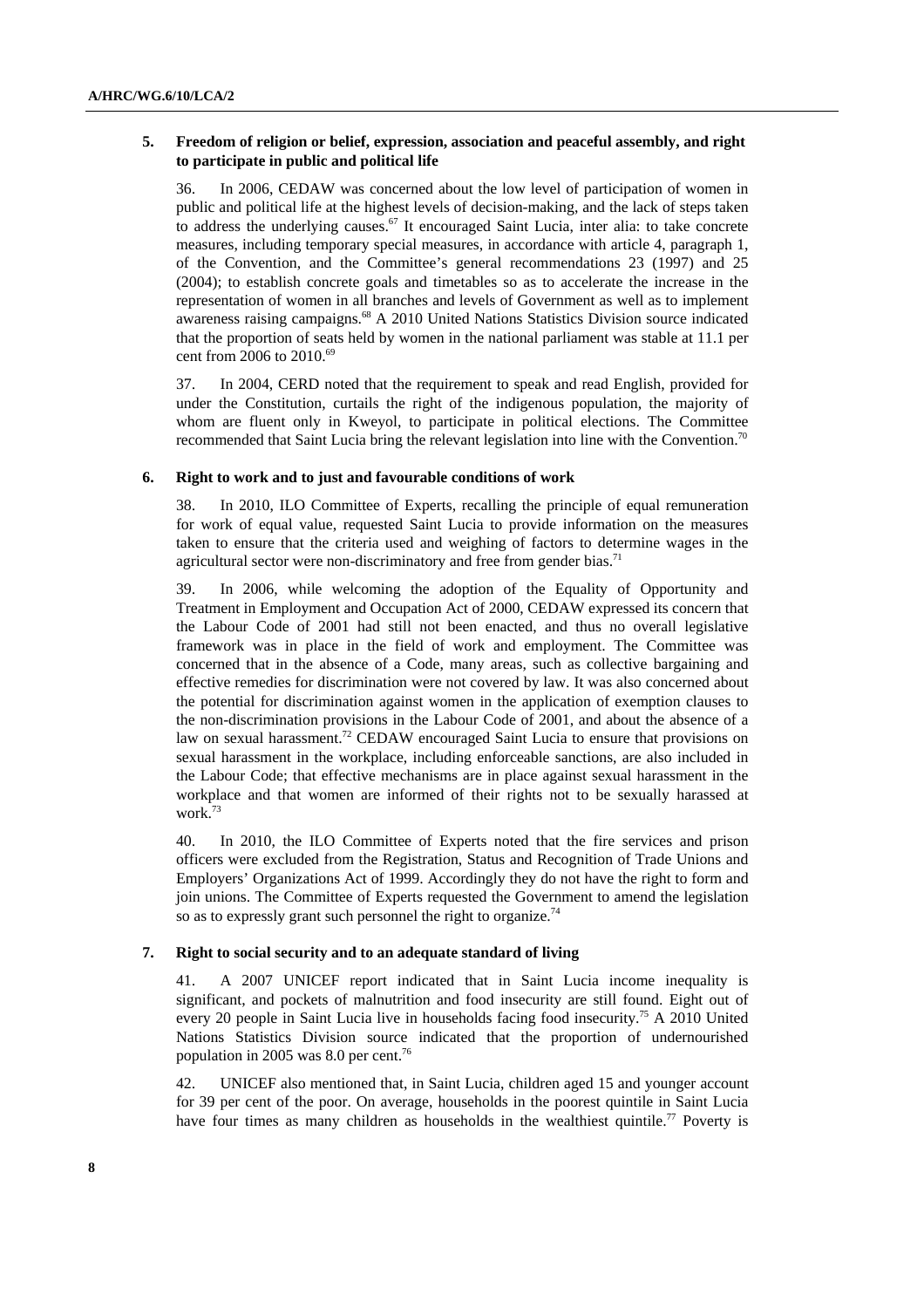### 5. Freedom of religion or belief, expression, association and peaceful assembly, and right to participate in public and political life

36. In 2006, CEDAW was concerned about the low level of participation of women in public and political life at the highest levels of decision-making, and the lack of steps taken to address the underlying causes.[67] It encouraged Saint Lucia, inter alia: to take concrete measures, including temporary special measures, in accordance with article 4, paragraph 1, of the Convention, and the Committee's general recommendations 23 (1997) and 25 (2004); to establish concrete goals and timetables so as to accelerate the increase in the representation of women in all branches and levels of Government as well as to implement awareness raising campaigns.[68] A 2010 United Nations Statistics Division source indicated that the proportion of seats held by women in the national parliament was stable at 11.1 per cent from 2006 to 2010.[69]

37. In 2004, CERD noted that the requirement to speak and read English, provided for under the Constitution, curtails the right of the indigenous population, the majority of whom are fluent only in Kweyol, to participate in political elections. The Committee recommended that Saint Lucia bring the relevant legislation into line with the Convention.[70]

### 6. Right to work and to just and favourable conditions of work

38. In 2010, ILO Committee of Experts, recalling the principle of equal remuneration for work of equal value, requested Saint Lucia to provide information on the measures taken to ensure that the criteria used and weighing of factors to determine wages in the agricultural sector were non-discriminatory and free from gender bias.[71]

39. In 2006, while welcoming the adoption of the Equality of Opportunity and Treatment in Employment and Occupation Act of 2000, CEDAW expressed its concern that the Labour Code of 2001 had still not been enacted, and thus no overall legislative framework was in place in the field of work and employment. The Committee was concerned that in the absence of a Code, many areas, such as collective bargaining and effective remedies for discrimination were not covered by law. It was also concerned about the potential for discrimination against women in the application of exemption clauses to the non-discrimination provisions in the Labour Code of 2001, and about the absence of a law on sexual harassment.[72] CEDAW encouraged Saint Lucia to ensure that provisions on sexual harassment in the workplace, including enforceable sanctions, are also included in the Labour Code; that effective mechanisms are in place against sexual harassment in the workplace and that women are informed of their rights not to be sexually harassed at work.[73]

40. In 2010, the ILO Committee of Experts noted that the fire services and prison officers were excluded from the Registration, Status and Recognition of Trade Unions and Employers' Organizations Act of 1999. Accordingly they do not have the right to form and join unions. The Committee of Experts requested the Government to amend the legislation so as to expressly grant such personnel the right to organize.[74]

### 7. Right to social security and to an adequate standard of living

41. A 2007 UNICEF report indicated that in Saint Lucia income inequality is significant, and pockets of malnutrition and food insecurity are still found. Eight out of every 20 people in Saint Lucia live in households facing food insecurity.[75] A 2010 United Nations Statistics Division source indicated that the proportion of undernourished population in 2005 was 8.0 per cent.[76]

42. UNICEF also mentioned that, in Saint Lucia, children aged 15 and younger account for 39 per cent of the poor. On average, households in the poorest quintile in Saint Lucia have four times as many children as households in the wealthiest quintile.[77] Poverty is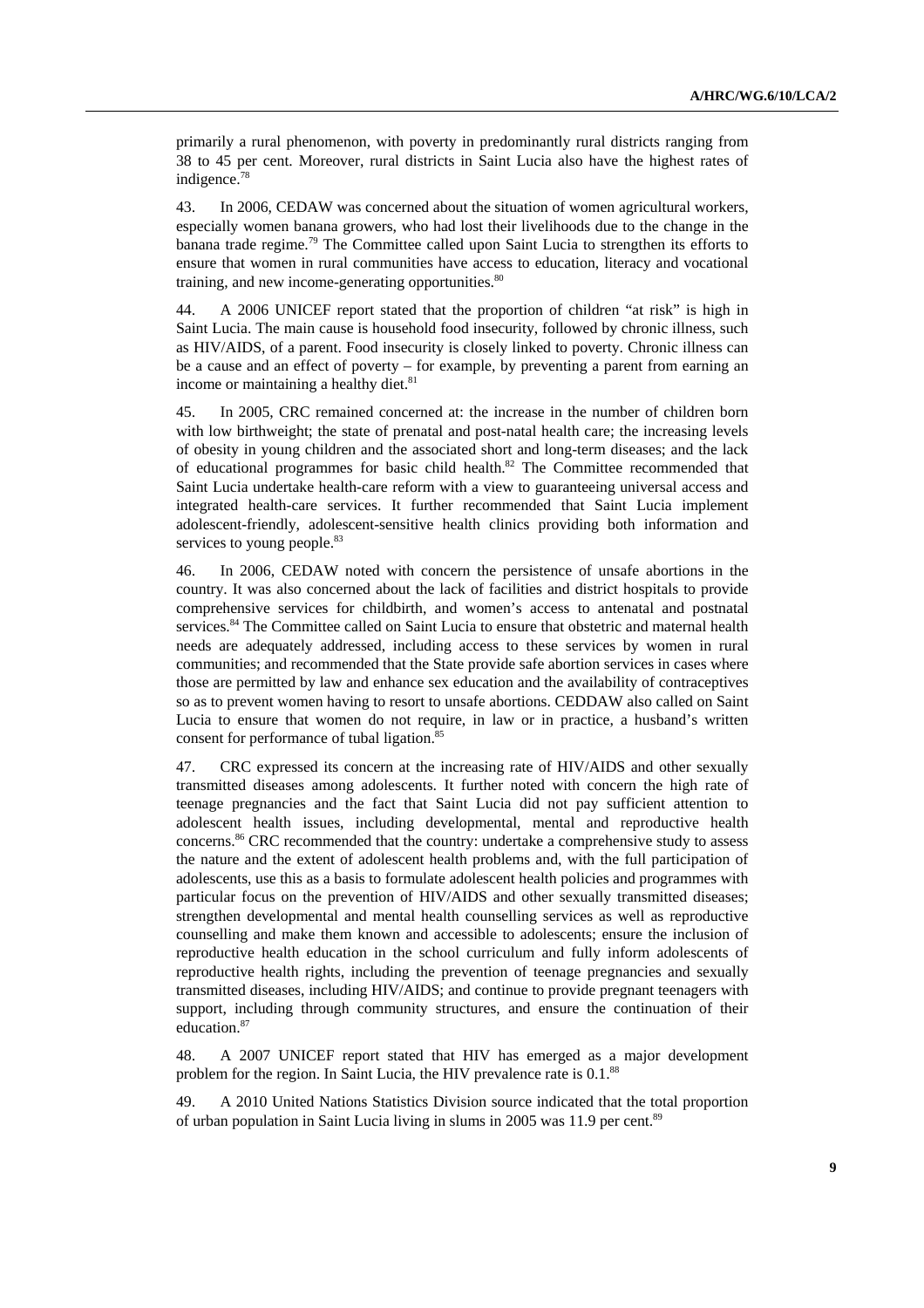primarily a rural phenomenon, with poverty in predominantly rural districts ranging from 38 to 45 per cent. Moreover, rural districts in Saint Lucia also have the highest rates of indigence.[78]

43. In 2006, CEDAW was concerned about the situation of women agricultural workers, especially women banana growers, who had lost their livelihoods due to the change in the banana trade regime.[79] The Committee called upon Saint Lucia to strengthen its efforts to ensure that women in rural communities have access to education, literacy and vocational training, and new income-generating opportunities.[80]

44. A 2006 UNICEF report stated that the proportion of children "at risk" is high in Saint Lucia. The main cause is household food insecurity, followed by chronic illness, such as HIV/AIDS, of a parent. Food insecurity is closely linked to poverty. Chronic illness can be a cause and an effect of poverty – for example, by preventing a parent from earning an income or maintaining a healthy diet.[81]

45. In 2005, CRC remained concerned at: the increase in the number of children born with low birthweight; the state of prenatal and post-natal health care; the increasing levels of obesity in young children and the associated short and long-term diseases; and the lack of educational programmes for basic child health.[82] The Committee recommended that Saint Lucia undertake health-care reform with a view to guaranteeing universal access and integrated health-care services. It further recommended that Saint Lucia implement adolescent-friendly, adolescent-sensitive health clinics providing both information and services to young people.[83]

46. In 2006, CEDAW noted with concern the persistence of unsafe abortions in the country. It was also concerned about the lack of facilities and district hospitals to provide comprehensive services for childbirth, and women's access to antenatal and postnatal services.[84] The Committee called on Saint Lucia to ensure that obstetric and maternal health needs are adequately addressed, including access to these services by women in rural communities; and recommended that the State provide safe abortion services in cases where those are permitted by law and enhance sex education and the availability of contraceptives so as to prevent women having to resort to unsafe abortions. CEDDAW also called on Saint Lucia to ensure that women do not require, in law or in practice, a husband's written consent for performance of tubal ligation.[85]

47. CRC expressed its concern at the increasing rate of HIV/AIDS and other sexually transmitted diseases among adolescents. It further noted with concern the high rate of teenage pregnancies and the fact that Saint Lucia did not pay sufficient attention to adolescent health issues, including developmental, mental and reproductive health concerns.[86] CRC recommended that the country: undertake a comprehensive study to assess the nature and the extent of adolescent health problems and, with the full participation of adolescents, use this as a basis to formulate adolescent health policies and programmes with particular focus on the prevention of HIV/AIDS and other sexually transmitted diseases; strengthen developmental and mental health counselling services as well as reproductive counselling and make them known and accessible to adolescents; ensure the inclusion of reproductive health education in the school curriculum and fully inform adolescents of reproductive health rights, including the prevention of teenage pregnancies and sexually transmitted diseases, including HIV/AIDS; and continue to provide pregnant teenagers with support, including through community structures, and ensure the continuation of their education.[87]

48. A 2007 UNICEF report stated that HIV has emerged as a major development problem for the region. In Saint Lucia, the HIV prevalence rate is 0.1.[88]

49. A 2010 United Nations Statistics Division source indicated that the total proportion of urban population in Saint Lucia living in slums in 2005 was 11.9 per cent.[89]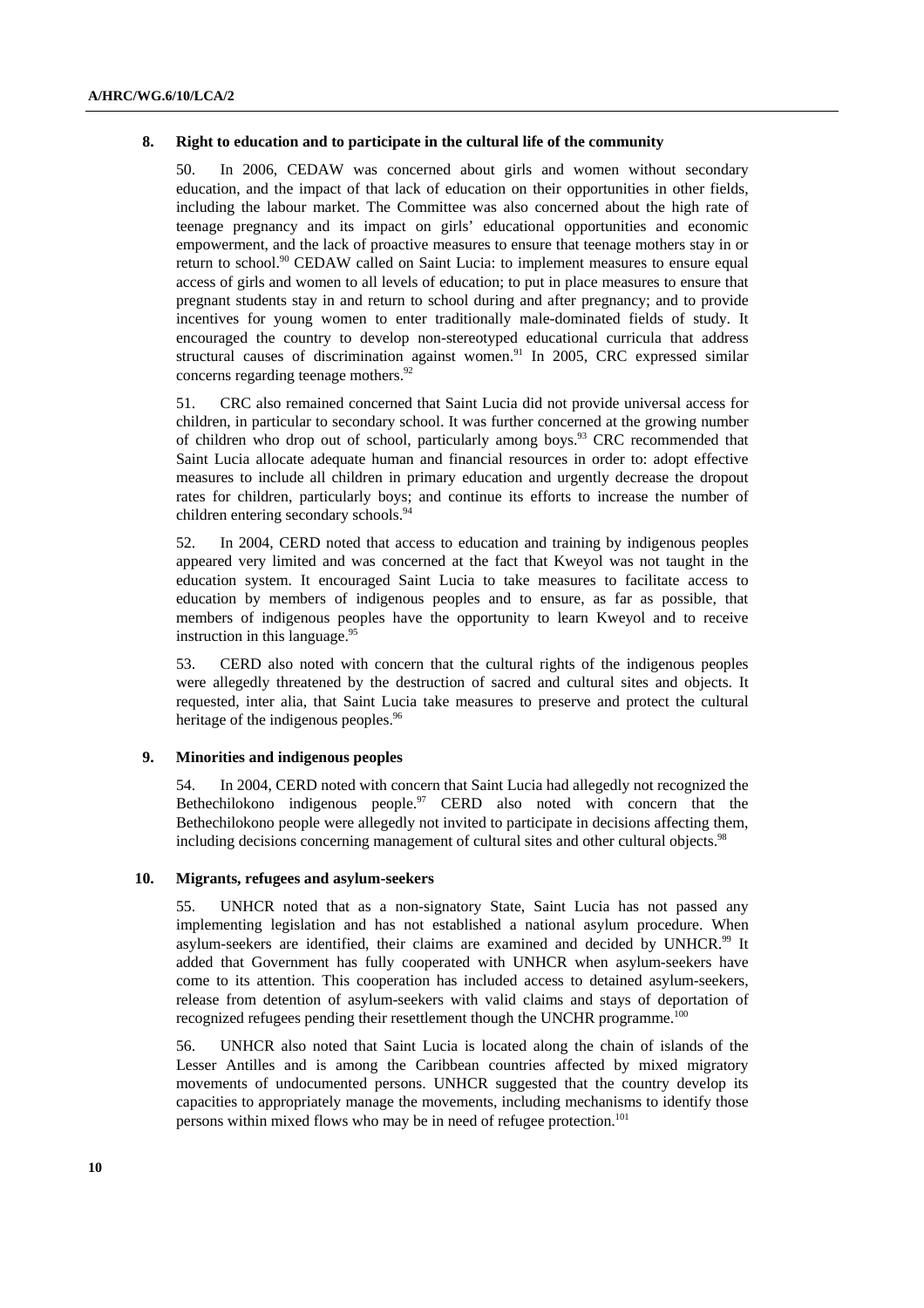### 8. Right to education and to participate in the cultural life of the community

50. In 2006, CEDAW was concerned about girls and women without secondary education, and the impact of that lack of education on their opportunities in other fields, including the labour market. The Committee was also concerned about the high rate of teenage pregnancy and its impact on girls' educational opportunities and economic empowerment, and the lack of proactive measures to ensure that teenage mothers stay in or return to school.[90] CEDAW called on Saint Lucia: to implement measures to ensure equal access of girls and women to all levels of education; to put in place measures to ensure that pregnant students stay in and return to school during and after pregnancy; and to provide incentives for young women to enter traditionally male-dominated fields of study. It encouraged the country to develop non-stereotyped educational curricula that address structural causes of discrimination against women.[91] In 2005, CRC expressed similar concerns regarding teenage mothers.[92]

51. CRC also remained concerned that Saint Lucia did not provide universal access for children, in particular to secondary school. It was further concerned at the growing number of children who drop out of school, particularly among boys.[93] CRC recommended that Saint Lucia allocate adequate human and financial resources in order to: adopt effective measures to include all children in primary education and urgently decrease the dropout rates for children, particularly boys; and continue its efforts to increase the number of children entering secondary schools.[94]

52. In 2004, CERD noted that access to education and training by indigenous peoples appeared very limited and was concerned at the fact that Kweyol was not taught in the education system. It encouraged Saint Lucia to take measures to facilitate access to education by members of indigenous peoples and to ensure, as far as possible, that members of indigenous peoples have the opportunity to learn Kweyol and to receive instruction in this language.[95]

53. CERD also noted with concern that the cultural rights of the indigenous peoples were allegedly threatened by the destruction of sacred and cultural sites and objects. It requested, inter alia, that Saint Lucia take measures to preserve and protect the cultural heritage of the indigenous peoples.[96]

### 9. Minorities and indigenous peoples

54. In 2004, CERD noted with concern that Saint Lucia had allegedly not recognized the Bethechilokono indigenous people.[97] CERD also noted with concern that the Bethechilokono people were allegedly not invited to participate in decisions affecting them, including decisions concerning management of cultural sites and other cultural objects.[98]

### 10. Migrants, refugees and asylum-seekers

55. UNHCR noted that as a non-signatory State, Saint Lucia has not passed any implementing legislation and has not established a national asylum procedure. When asylum-seekers are identified, their claims are examined and decided by UNHCR.[99] It added that Government has fully cooperated with UNHCR when asylum-seekers have come to its attention. This cooperation has included access to detained asylum-seekers, release from detention of asylum-seekers with valid claims and stays of deportation of recognized refugees pending their resettlement though the UNCHR programme.[100]

56. UNHCR also noted that Saint Lucia is located along the chain of islands of the Lesser Antilles and is among the Caribbean countries affected by mixed migratory movements of undocumented persons. UNHCR suggested that the country develop its capacities to appropriately manage the movements, including mechanisms to identify those persons within mixed flows who may be in need of refugee protection.[101]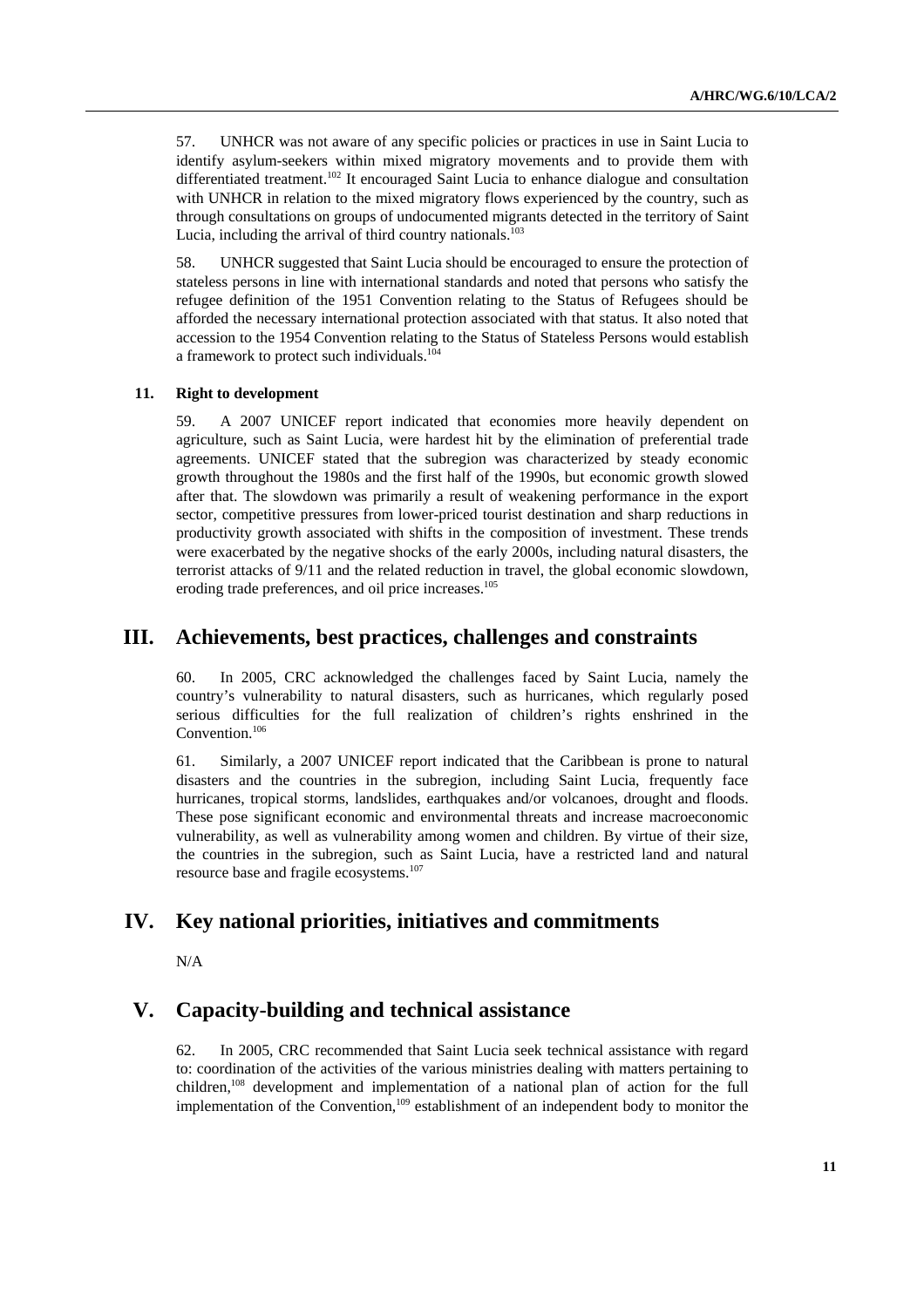57. UNHCR was not aware of any specific policies or practices in use in Saint Lucia to identify asylum-seekers within mixed migratory movements and to provide them with differentiated treatment.[102] It encouraged Saint Lucia to enhance dialogue and consultation with UNHCR in relation to the mixed migratory flows experienced by the country, such as through consultations on groups of undocumented migrants detected in the territory of Saint Lucia, including the arrival of third country nationals.[103]

58. UNHCR suggested that Saint Lucia should be encouraged to ensure the protection of stateless persons in line with international standards and noted that persons who satisfy the refugee definition of the 1951 Convention relating to the Status of Refugees should be afforded the necessary international protection associated with that status. It also noted that accession to the 1954 Convention relating to the Status of Stateless Persons would establish a framework to protect such individuals.[104]

### 11. Right to development

59. A 2007 UNICEF report indicated that economies more heavily dependent on agriculture, such as Saint Lucia, were hardest hit by the elimination of preferential trade agreements. UNICEF stated that the subregion was characterized by steady economic growth throughout the 1980s and the first half of the 1990s, but economic growth slowed after that. The slowdown was primarily a result of weakening performance in the export sector, competitive pressures from lower-priced tourist destination and sharp reductions in productivity growth associated with shifts in the composition of investment. These trends were exacerbated by the negative shocks of the early 2000s, including natural disasters, the terrorist attacks of 9/11 and the related reduction in travel, the global economic slowdown, eroding trade preferences, and oil price increases.[105]

## III. Achievements, best practices, challenges and constraints

60. In 2005, CRC acknowledged the challenges faced by Saint Lucia, namely the country's vulnerability to natural disasters, such as hurricanes, which regularly posed serious difficulties for the full realization of children's rights enshrined in the Convention.[106]

61. Similarly, a 2007 UNICEF report indicated that the Caribbean is prone to natural disasters and the countries in the subregion, including Saint Lucia, frequently face hurricanes, tropical storms, landslides, earthquakes and/or volcanoes, drought and floods. These pose significant economic and environmental threats and increase macroeconomic vulnerability, as well as vulnerability among women and children. By virtue of their size, the countries in the subregion, such as Saint Lucia, have a restricted land and natural resource base and fragile ecosystems.[107]

## IV. Key national priorities, initiatives and commitments

N/A

## V. Capacity-building and technical assistance

62. In 2005, CRC recommended that Saint Lucia seek technical assistance with regard to: coordination of the activities of the various ministries dealing with matters pertaining to children,[108] development and implementation of a national plan of action for the full implementation of the Convention,[109] establishment of an independent body to monitor the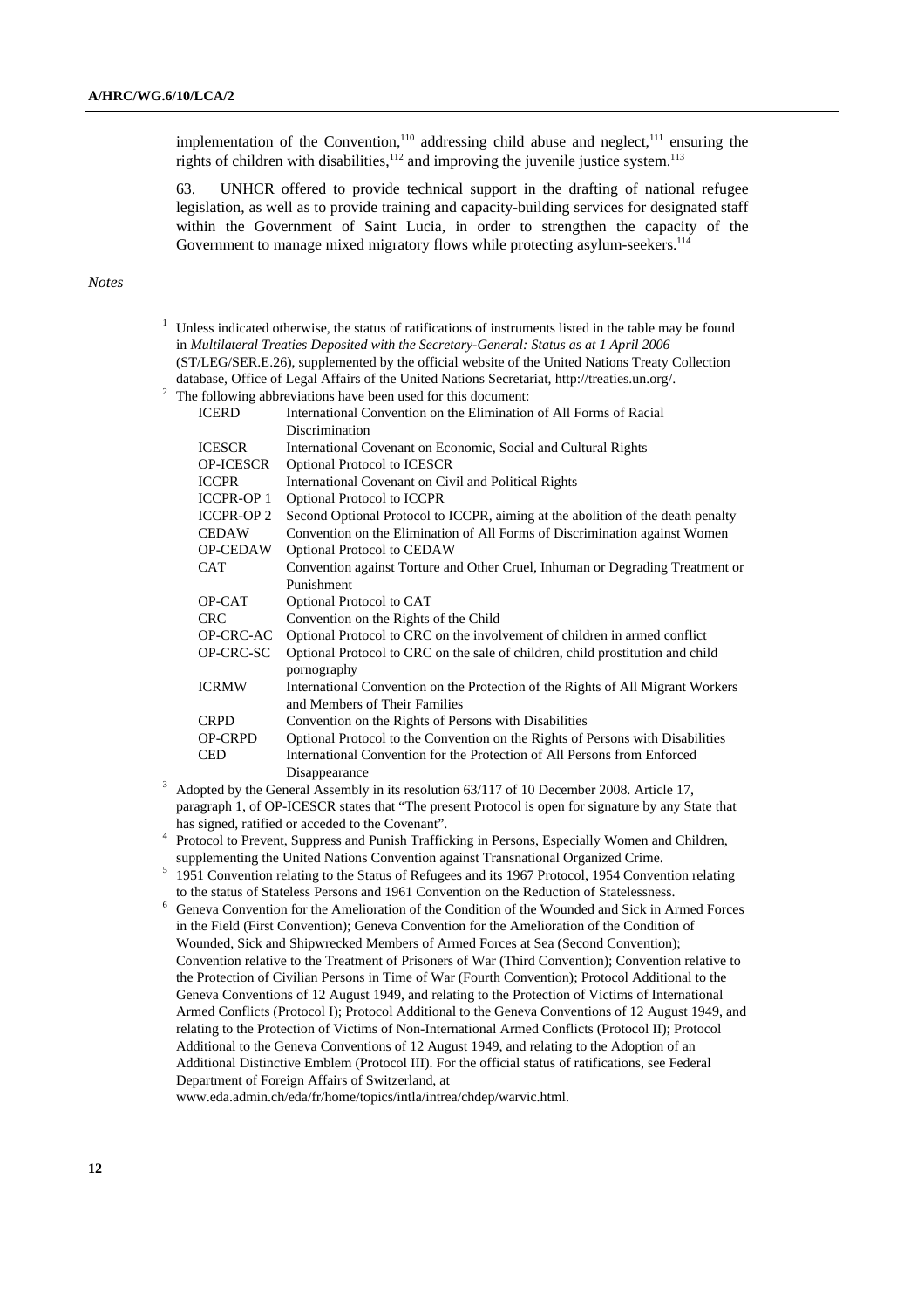implementation of the Convention,[110] addressing child abuse and neglect,[111] ensuring the rights of children with disabilities,[112] and improving the juvenile justice system.[113]

63. UNHCR offered to provide technical support in the drafting of national refugee legislation, as well as to provide training and capacity-building services for designated staff within the Government of Saint Lucia, in order to strengthen the capacity of the Government to manage mixed migratory flows while protecting asylum-seekers.[114]

*Notes*

[1] Unless indicated otherwise, the status of ratifications of instruments listed in the table may be found in *Multilateral Treaties Deposited with the Secretary-General: Status as at 1 April 2006* (ST/LEG/SER.E.26), supplemented by the official website of the United Nations Treaty Collection database, Office of Legal Affairs of the United Nations Secretariat, http://treaties.un.org/.

[2] The following abbreviations have been used for this document:

| | |
|---|---|
| ICERD | International Convention on the Elimination of All Forms of Racial Discrimination |
| ICESCR | International Covenant on Economic, Social and Cultural Rights |
| OP-ICESCR | Optional Protocol to ICESCR |
| ICCPR | International Covenant on Civil and Political Rights |
| ICCPR-OP 1 | Optional Protocol to ICCPR |
| ICCPR-OP 2 | Second Optional Protocol to ICCPR, aiming at the abolition of the death penalty |
| CEDAW | Convention on the Elimination of All Forms of Discrimination against Women |
| OP-CEDAW | Optional Protocol to CEDAW |
| CAT | Convention against Torture and Other Cruel, Inhuman or Degrading Treatment or Punishment |
| OP-CAT | Optional Protocol to CAT |
| CRC | Convention on the Rights of the Child |
| OP-CRC-AC | Optional Protocol to CRC on the involvement of children in armed conflict |
| OP-CRC-SC | Optional Protocol to CRC on the sale of children, child prostitution and child pornography |
| ICRMW | International Convention on the Protection of the Rights of All Migrant Workers and Members of Their Families |
| CRPD | Convention on the Rights of Persons with Disabilities |
| OP-CRPD | Optional Protocol to the Convention on the Rights of Persons with Disabilities |
| CED | International Convention for the Protection of All Persons from Enforced Disappearance |

[3] Adopted by the General Assembly in its resolution 63/117 of 10 December 2008. Article 17, paragraph 1, of OP-ICESCR states that "The present Protocol is open for signature by any State that has signed, ratified or acceded to the Covenant".

[4] Protocol to Prevent, Suppress and Punish Trafficking in Persons, Especially Women and Children, supplementing the United Nations Convention against Transnational Organized Crime.

[5] 1951 Convention relating to the Status of Refugees and its 1967 Protocol, 1954 Convention relating to the status of Stateless Persons and 1961 Convention on the Reduction of Statelessness.

[6] Geneva Convention for the Amelioration of the Condition of the Wounded and Sick in Armed Forces in the Field (First Convention); Geneva Convention for the Amelioration of the Condition of Wounded, Sick and Shipwrecked Members of Armed Forces at Sea (Second Convention); Convention relative to the Treatment of Prisoners of War (Third Convention); Convention relative to the Protection of Civilian Persons in Time of War (Fourth Convention); Protocol Additional to the Geneva Conventions of 12 August 1949, and relating to the Protection of Victims of International Armed Conflicts (Protocol I); Protocol Additional to the Geneva Conventions of 12 August 1949, and relating to the Protection of Victims of Non-International Armed Conflicts (Protocol II); Protocol Additional to the Geneva Conventions of 12 August 1949, and relating to the Adoption of an Additional Distinctive Emblem (Protocol III). For the official status of ratifications, see Federal Department of Foreign Affairs of Switzerland, at www.eda.admin.ch/eda/fr/home/topics/intla/intrea/chdep/warvic.html.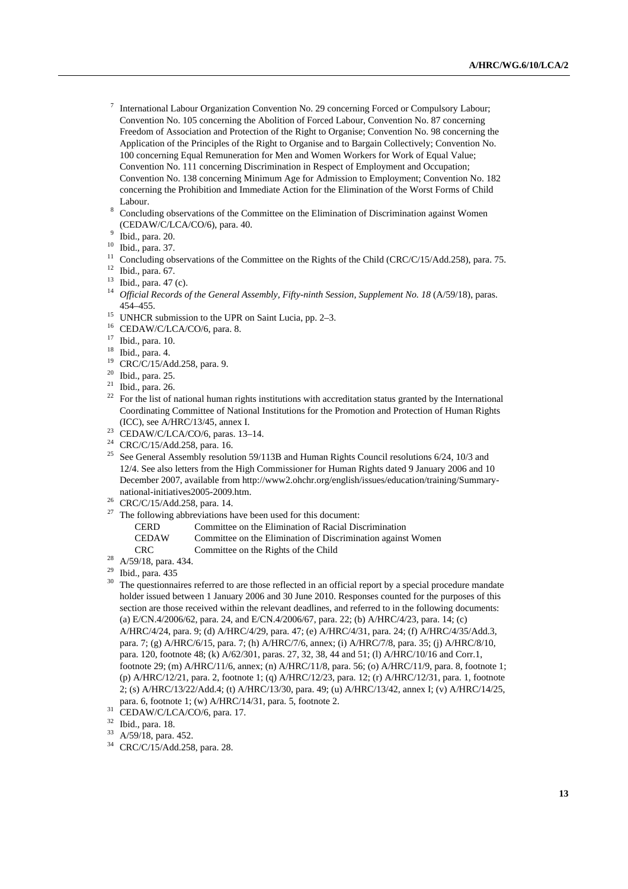[7] International Labour Organization Convention No. 29 concerning Forced or Compulsory Labour; Convention No. 105 concerning the Abolition of Forced Labour, Convention No. 87 concerning Freedom of Association and Protection of the Right to Organise; Convention No. 98 concerning the Application of the Principles of the Right to Organise and to Bargain Collectively; Convention No. 100 concerning Equal Remuneration for Men and Women Workers for Work of Equal Value; Convention No. 111 concerning Discrimination in Respect of Employment and Occupation; Convention No. 138 concerning Minimum Age for Admission to Employment; Convention No. 182 concerning the Prohibition and Immediate Action for the Elimination of the Worst Forms of Child Labour.

[8] Concluding observations of the Committee on the Elimination of Discrimination against Women (CEDAW/C/LCA/CO/6), para. 40.

[9] Ibid., para. 20.

[10] Ibid., para. 37.

[11] Concluding observations of the Committee on the Rights of the Child (CRC/C/15/Add.258), para. 75.

[12] Ibid., para. 67.

[13] Ibid., para. 47 (c).

[14] *Official Records of the General Assembly, Fifty-ninth Session, Supplement No. 18* (A/59/18), paras. 454–455.

[15] UNHCR submission to the UPR on Saint Lucia, pp. 2–3.

[16] CEDAW/C/LCA/CO/6, para. 8.

[17] Ibid., para. 10.

[18] Ibid., para. 4.

[19] CRC/C/15/Add.258, para. 9.

[20] Ibid., para. 25.

[21] Ibid., para. 26.

[22] For the list of national human rights institutions with accreditation status granted by the International Coordinating Committee of National Institutions for the Promotion and Protection of Human Rights (ICC), see A/HRC/13/45, annex I.

[23] CEDAW/C/LCA/CO/6, paras. 13–14.

[24] CRC/C/15/Add.258, para. 16.

[25] See General Assembly resolution 59/113B and Human Rights Council resolutions 6/24, 10/3 and 12/4. See also letters from the High Commissioner for Human Rights dated 9 January 2006 and 10 December 2007, available from http://www2.ohchr.org/english/issues/education/training/Summary-national-initiatives2005-2009.htm.

[26] CRC/C/15/Add.258, para. 14.

[27] The following abbreviations have been used for this document:

| | |
|---|---|
| CERD | Committee on the Elimination of Racial Discrimination |
| CEDAW | Committee on the Elimination of Discrimination against Women |
| CRC | Committee on the Rights of the Child |

[28] A/59/18, para. 434.

[29] Ibid., para. 435

[30] The questionnaires referred to are those reflected in an official report by a special procedure mandate holder issued between 1 January 2006 and 30 June 2010. Responses counted for the purposes of this section are those received within the relevant deadlines, and referred to in the following documents: (a) E/CN.4/2006/62, para. 24, and E/CN.4/2006/67, para. 22; (b) A/HRC/4/23, para. 14; (c) A/HRC/4/24, para. 9; (d) A/HRC/4/29, para. 47; (e) A/HRC/4/31, para. 24; (f) A/HRC/4/35/Add.3, para. 7; (g) A/HRC/6/15, para. 7; (h) A/HRC/7/6, annex; (i) A/HRC/7/8, para. 35; (j) A/HRC/8/10, para. 120, footnote 48; (k) A/62/301, paras. 27, 32, 38, 44 and 51; (l) A/HRC/10/16 and Corr.1, footnote 29; (m) A/HRC/11/6, annex; (n) A/HRC/11/8, para. 56; (o) A/HRC/11/9, para. 8, footnote 1; (p) A/HRC/12/21, para. 2, footnote 1; (q) A/HRC/12/23, para. 12; (r) A/HRC/12/31, para. 1, footnote 2; (s) A/HRC/13/22/Add.4; (t) A/HRC/13/30, para. 49; (u) A/HRC/13/42, annex I; (v) A/HRC/14/25, para. 6, footnote 1; (w) A/HRC/14/31, para. 5, footnote 2.

[31] CEDAW/C/LCA/CO/6, para. 17.

[32] Ibid., para. 18.

[33] A/59/18, para. 452.

[34] CRC/C/15/Add.258, para. 28.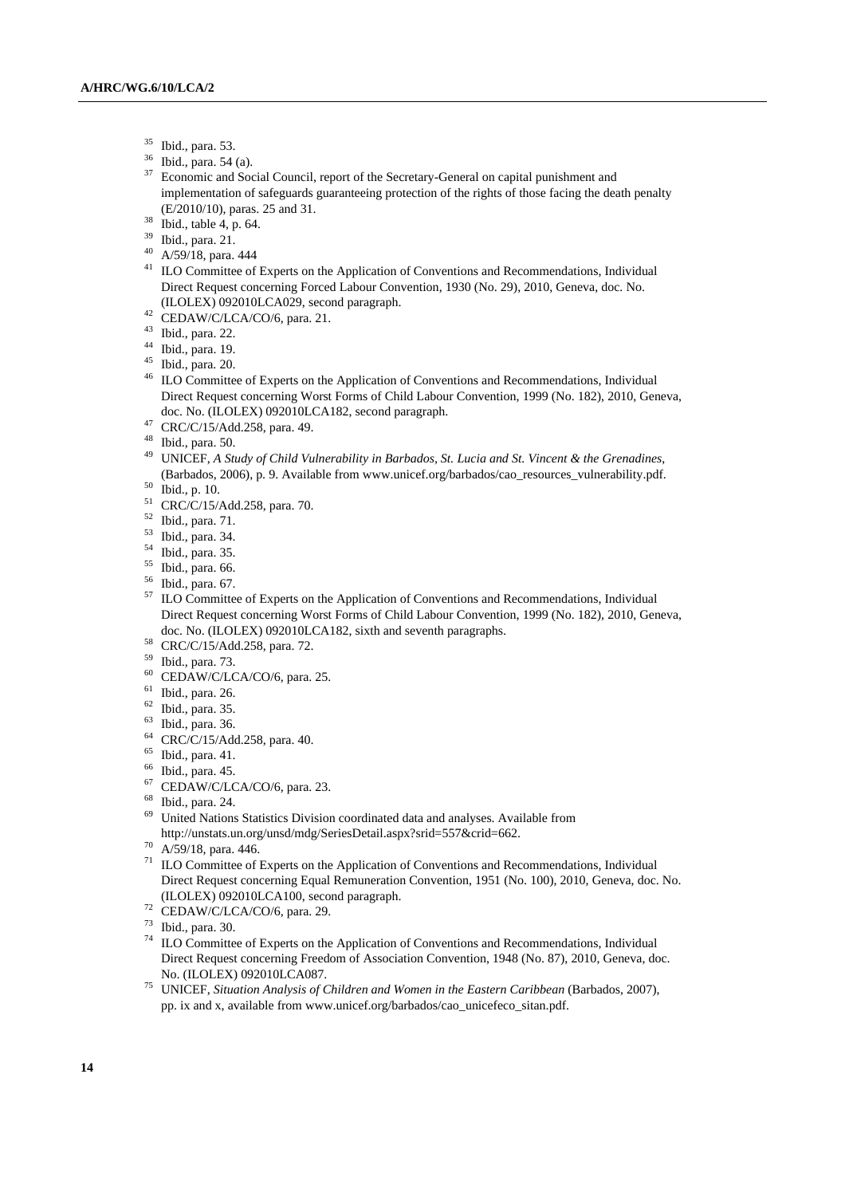[35] Ibid., para. 53.

[36] Ibid., para. 54 (a).

[37] Economic and Social Council, report of the Secretary-General on capital punishment and implementation of safeguards guaranteeing protection of the rights of those facing the death penalty (E/2010/10), paras. 25 and 31.

[38] Ibid., table 4, p. 64.

[39] Ibid., para. 21.

[40] A/59/18, para. 444

[41] ILO Committee of Experts on the Application of Conventions and Recommendations, Individual Direct Request concerning Forced Labour Convention, 1930 (No. 29), 2010, Geneva, doc. No. (ILOLEX) 092010LCA029, second paragraph.

[42] CEDAW/C/LCA/CO/6, para. 21.

[43] Ibid., para. 22.

[44] Ibid., para. 19.

[45] Ibid., para. 20.

[46] ILO Committee of Experts on the Application of Conventions and Recommendations, Individual Direct Request concerning Worst Forms of Child Labour Convention, 1999 (No. 182), 2010, Geneva, doc. No. (ILOLEX) 092010LCA182, second paragraph.

[47] CRC/C/15/Add.258, para. 49.

[48] Ibid., para. 50.

[49] UNICEF, *A Study of Child Vulnerability in Barbados, St. Lucia and St. Vincent & the Grenadines*, (Barbados, 2006), p. 9. Available from www.unicef.org/barbados/cao_resources_vulnerability.pdf.

[50] Ibid., p. 10.

[51] CRC/C/15/Add.258, para. 70.

[52] Ibid., para. 71.

[53] Ibid., para. 34.

[54] Ibid., para. 35.

[55] Ibid., para. 66.

[56] Ibid., para. 67.

[57] ILO Committee of Experts on the Application of Conventions and Recommendations, Individual Direct Request concerning Worst Forms of Child Labour Convention, 1999 (No. 182), 2010, Geneva, doc. No. (ILOLEX) 092010LCA182, sixth and seventh paragraphs.

[58] CRC/C/15/Add.258, para. 72.

[59] Ibid., para. 73.

[60] CEDAW/C/LCA/CO/6, para. 25.

[61] Ibid., para. 26.

[62] Ibid., para. 35.

[63] Ibid., para. 36.

[64] CRC/C/15/Add.258, para. 40.

[65] Ibid., para. 41.

[66] Ibid., para. 45.

[67] CEDAW/C/LCA/CO/6, para. 23.

[68] Ibid., para. 24.

[69] United Nations Statistics Division coordinated data and analyses. Available from http://unstats.un.org/unsd/mdg/SeriesDetail.aspx?srid=557&crid=662.

[70] A/59/18, para. 446.

[71] ILO Committee of Experts on the Application of Conventions and Recommendations, Individual Direct Request concerning Equal Remuneration Convention, 1951 (No. 100), 2010, Geneva, doc. No. (ILOLEX) 092010LCA100, second paragraph.

[72] CEDAW/C/LCA/CO/6, para. 29.

[73] Ibid., para. 30.

[74] ILO Committee of Experts on the Application of Conventions and Recommendations, Individual Direct Request concerning Freedom of Association Convention, 1948 (No. 87), 2010, Geneva, doc. No. (ILOLEX) 092010LCA087.

[75] UNICEF, *Situation Analysis of Children and Women in the Eastern Caribbean* (Barbados, 2007), pp. ix and x, available from www.unicef.org/barbados/cao_unicefeco_sitan.pdf.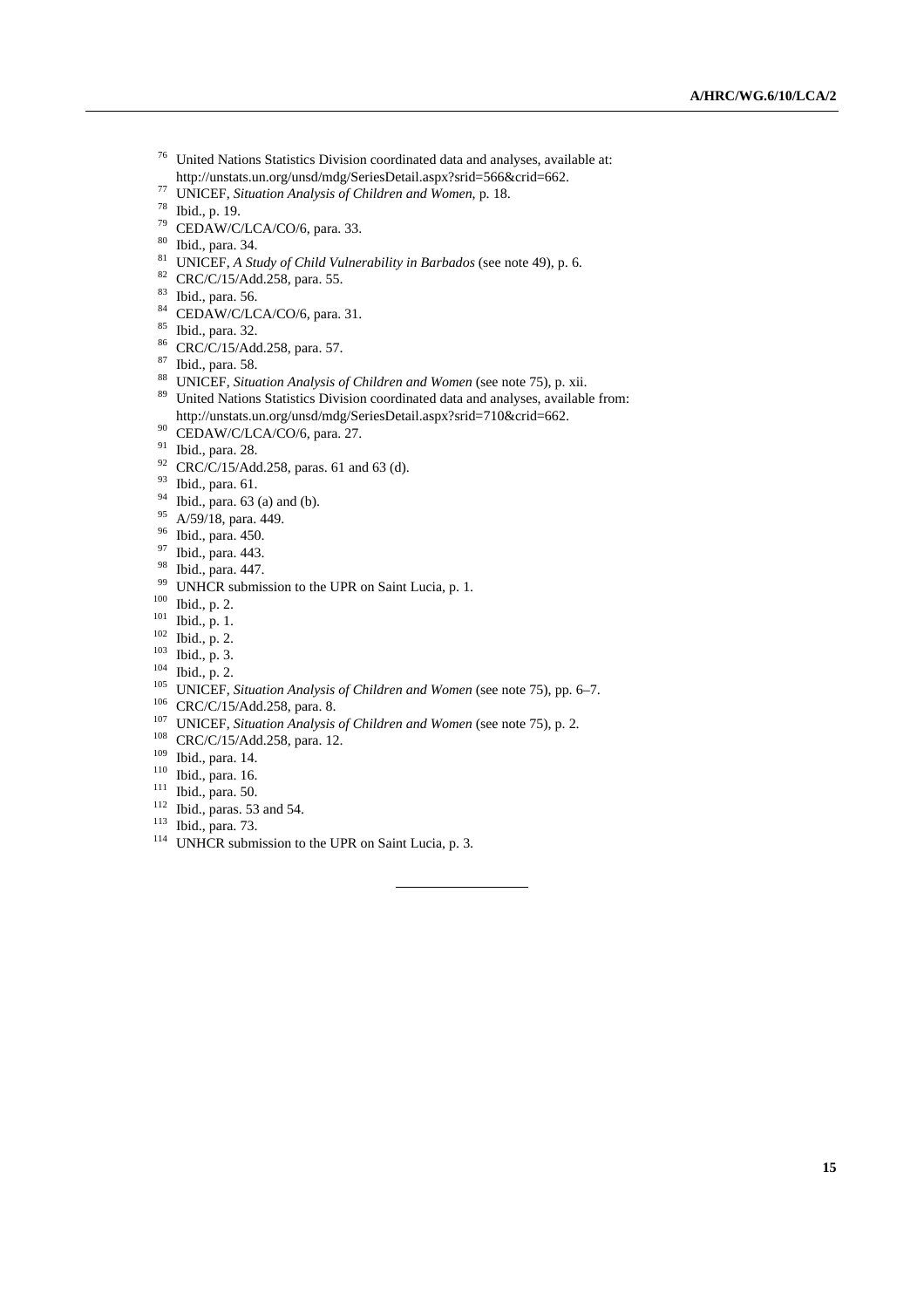[76] United Nations Statistics Division coordinated data and analyses, available at: http://unstats.un.org/unsd/mdg/SeriesDetail.aspx?srid=566&crid=662.

[77] UNICEF, *Situation Analysis of Children and Women*, p. 18.

[78] Ibid., p. 19.

[79] CEDAW/C/LCA/CO/6, para. 33.

[80] Ibid., para. 34.

[81] UNICEF, *A Study of Child Vulnerability in Barbados* (see note 49), p. 6.

[82] CRC/C/15/Add.258, para. 55.

[83] Ibid., para. 56.

[84] CEDAW/C/LCA/CO/6, para. 31.

[85] Ibid., para. 32.

[86] CRC/C/15/Add.258, para. 57.

[87] Ibid., para. 58.

[88] UNICEF, *Situation Analysis of Children and Women* (see note 75), p. xii.

[89] United Nations Statistics Division coordinated data and analyses, available from: http://unstats.un.org/unsd/mdg/SeriesDetail.aspx?srid=710&crid=662.

[90] CEDAW/C/LCA/CO/6, para. 27.

[91] Ibid., para. 28.

[92] CRC/C/15/Add.258, paras. 61 and 63 (d).

[93] Ibid., para. 61.

[94] Ibid., para. 63 (a) and (b).

[95] A/59/18, para. 449.

[96] Ibid., para. 450.

[97] Ibid., para. 443.

[98] Ibid., para. 447.

[99] UNHCR submission to the UPR on Saint Lucia, p. 1.

[100] Ibid., p. 2.

[101] Ibid., p. 1.

[102] Ibid., p. 2.

[103] Ibid., p. 3.

[104] Ibid., p. 2.

[105] UNICEF, *Situation Analysis of Children and Women* (see note 75), pp. 6–7.

[106] CRC/C/15/Add.258, para. 8.

[107] UNICEF, *Situation Analysis of Children and Women* (see note 75), p. 2.

[108] CRC/C/15/Add.258, para. 12.

[109] Ibid., para. 14.

[110] Ibid., para. 16.

[111] Ibid., para. 50.

[112] Ibid., paras. 53 and 54.

[113] Ibid., para. 73.

[114] UNHCR submission to the UPR on Saint Lucia, p. 3.